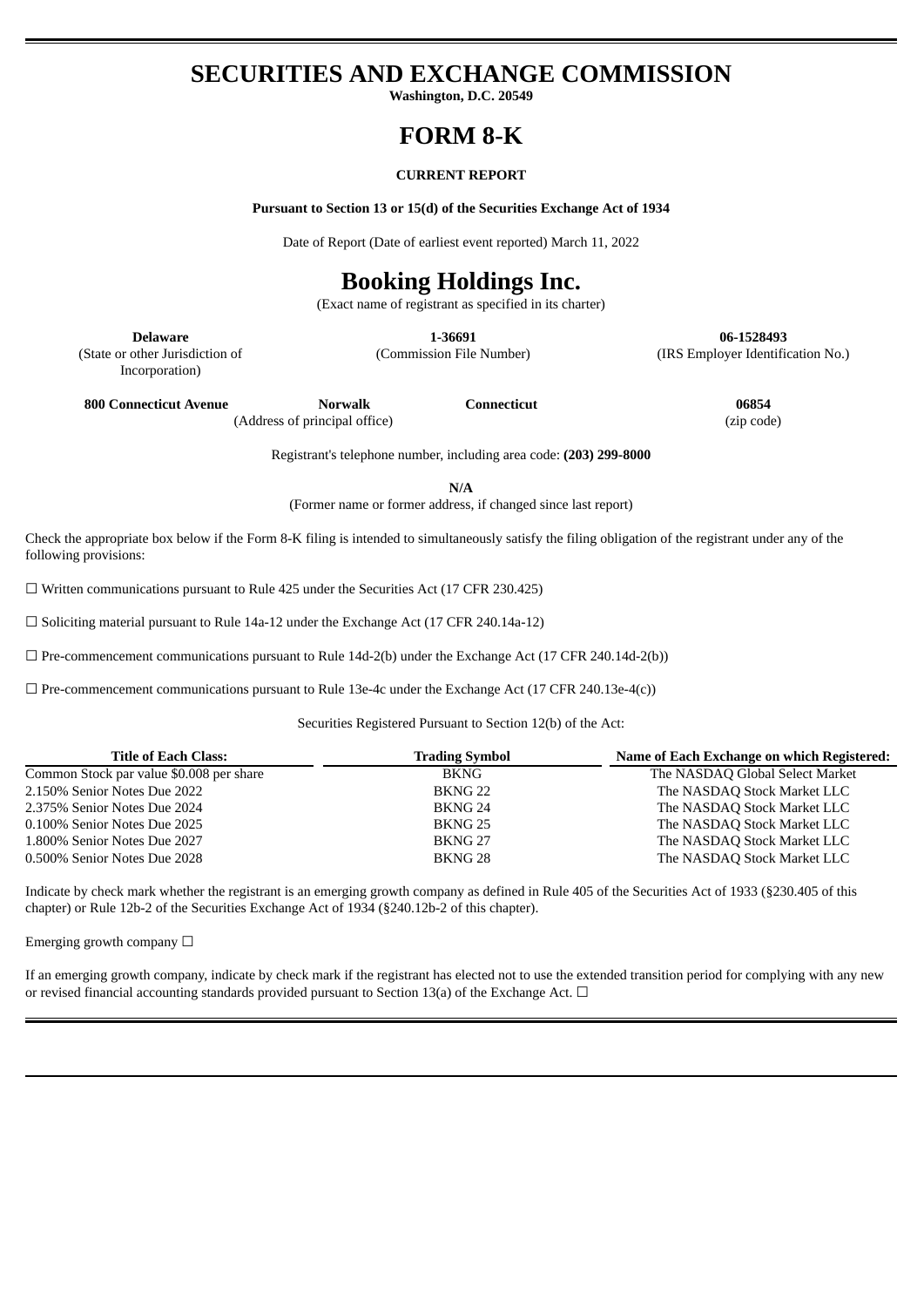# SECURITIES AND EXCHANGE COMMISSION

**Washington, D.C. 20549**

# FORM 8-K

**CURRENT REPORT**

**Pursuant to Section 13 or 15(d) of the Securities Exchange Act of 1934**

Date of Report (Date of earliest event reported) March 11, 2022

# Booking Holdings Inc.

(Exact name of registrant as specified in its charter)

| **Delaware** | **1-36691** | **06-1528493** |
|---|---|---|
| (State or other Jurisdiction of Incorporation) | (Commission File Number) | (IRS Employer Identification No.) |

| **800 Connecticut Avenue** | **Norwalk** | **Connecticut** | **06854** |
|---|---|---|---|
| (Address of principal office) | | | (zip code) |

Registrant's telephone number, including area code: **(203) 299-8000**

**N/A**

(Former name or former address, if changed since last report)

Check the appropriate box below if the Form 8-K filing is intended to simultaneously satisfy the filing obligation of the registrant under any of the following provisions:

☐ Written communications pursuant to Rule 425 under the Securities Act (17 CFR 230.425)

☐ Soliciting material pursuant to Rule 14a-12 under the Exchange Act (17 CFR 240.14a-12)

☐ Pre-commencement communications pursuant to Rule 14d-2(b) under the Exchange Act (17 CFR 240.14d-2(b))

☐ Pre-commencement communications pursuant to Rule 13e-4c under the Exchange Act (17 CFR 240.13e-4(c))

Securities Registered Pursuant to Section 12(b) of the Act:

| Title of Each Class: | Trading Symbol | Name of Each Exchange on which Registered: |
|---|---|---|
| Common Stock par value $0.008 per share | BKNG | The NASDAQ Global Select Market |
| 2.150% Senior Notes Due 2022 | BKNG 22 | The NASDAQ Stock Market LLC |
| 2.375% Senior Notes Due 2024 | BKNG 24 | The NASDAQ Stock Market LLC |
| 0.100% Senior Notes Due 2025 | BKNG 25 | The NASDAQ Stock Market LLC |
| 1.800% Senior Notes Due 2027 | BKNG 27 | The NASDAQ Stock Market LLC |
| 0.500% Senior Notes Due 2028 | BKNG 28 | The NASDAQ Stock Market LLC |

Indicate by check mark whether the registrant is an emerging growth company as defined in Rule 405 of the Securities Act of 1933 (§230.405 of this chapter) or Rule 12b-2 of the Securities Exchange Act of 1934 (§240.12b-2 of this chapter).

Emerging growth company ☐

If an emerging growth company, indicate by check mark if the registrant has elected not to use the extended transition period for complying with any new or revised financial accounting standards provided pursuant to Section 13(a) of the Exchange Act. ☐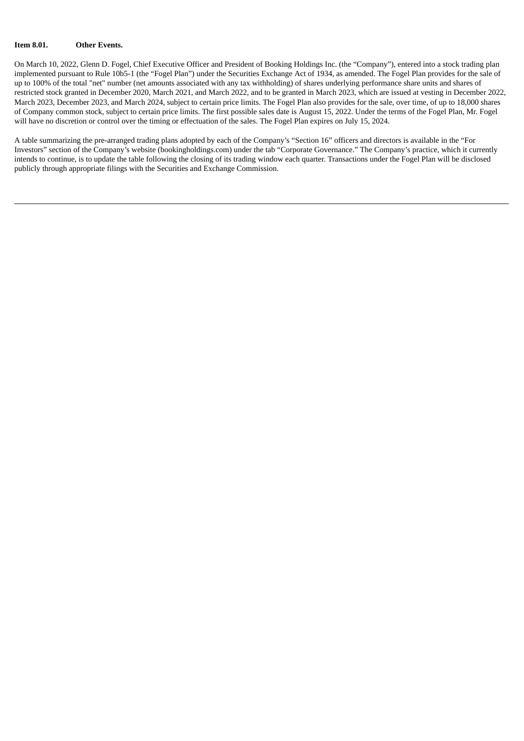**Item 8.01. Other Events.**

On March 10, 2022, Glenn D. Fogel, Chief Executive Officer and President of Booking Holdings Inc. (the “Company”), entered into a stock trading plan implemented pursuant to Rule 10b5-1 (the “Fogel Plan”) under the Securities Exchange Act of 1934, as amended. The Fogel Plan provides for the sale of up to 100% of the total "net" number (net amounts associated with any tax withholding) of shares underlying performance share units and shares of restricted stock granted in December 2020, March 2021, and March 2022, and to be granted in March 2023, which are issued at vesting in December 2022, March 2023, December 2023, and March 2024, subject to certain price limits. The Fogel Plan also provides for the sale, over time, of up to 18,000 shares of Company common stock, subject to certain price limits. The first possible sales date is August 15, 2022. Under the terms of the Fogel Plan, Mr. Fogel will have no discretion or control over the timing or effectuation of the sales. The Fogel Plan expires on July 15, 2024.

A table summarizing the pre-arranged trading plans adopted by each of the Company’s “Section 16” officers and directors is available in the “For Investors” section of the Company’s website (bookingholdings.com) under the tab “Corporate Governance.” The Company’s practice, which it currently intends to continue, is to update the table following the closing of its trading window each quarter. Transactions under the Fogel Plan will be disclosed publicly through appropriate filings with the Securities and Exchange Commission.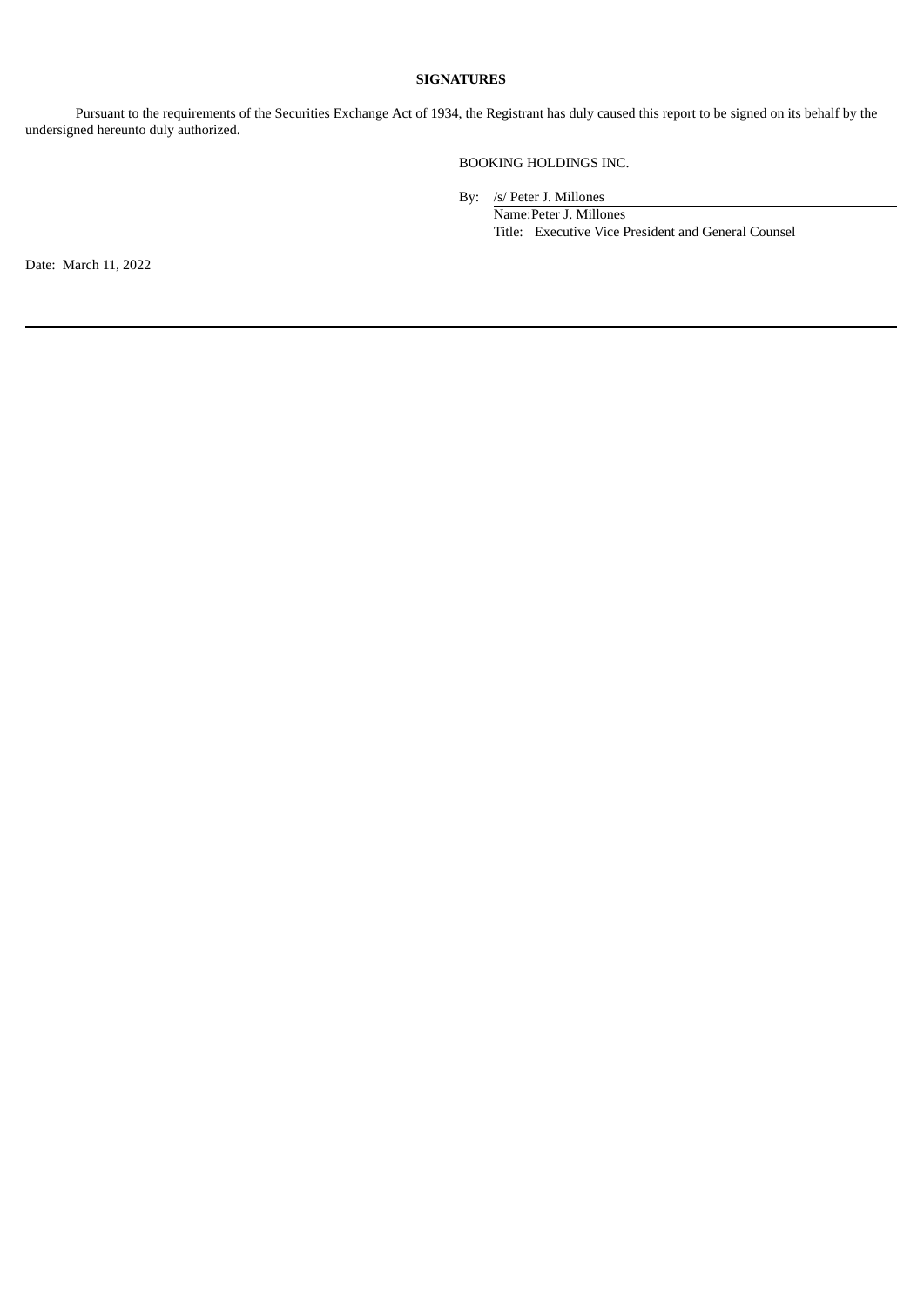**SIGNATURES**

Pursuant to the requirements of the Securities Exchange Act of 1934, the Registrant has duly caused this report to be signed on its behalf by the undersigned hereunto duly authorized.

BOOKING HOLDINGS INC.

By: /s/ Peter J. Millones

Name: Peter J. Millones

Title: Executive Vice President and General Counsel

Date: March 11, 2022